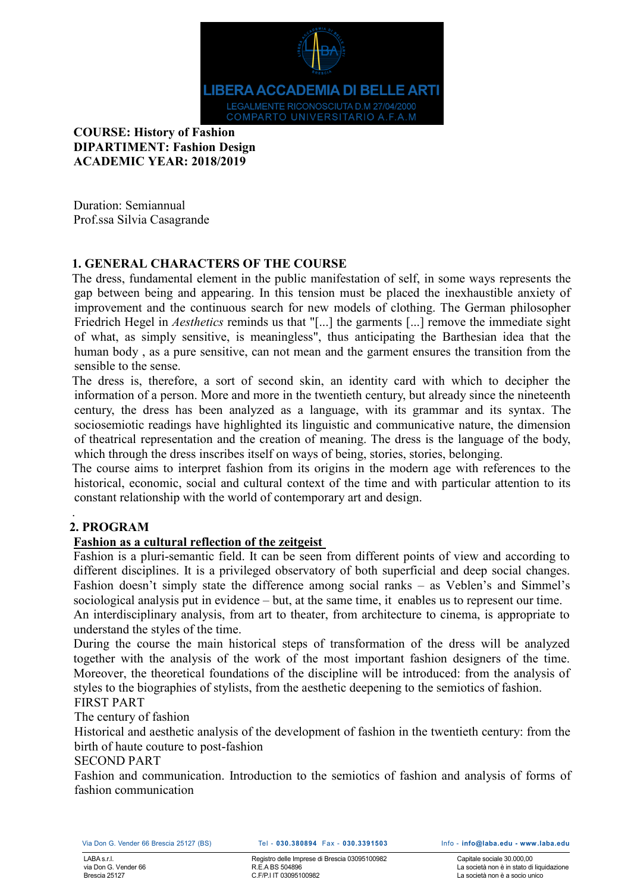**COURSE: History of Fashion**
**DIPARTIMENT: Fashion Design**
**ACADEMIC YEAR: 2018/2019**

Duration: Semiannual
Prof.ssa Silvia Casagrande

## 1. GENERAL CHARACTERS OF THE COURSE

The dress, fundamental element in the public manifestation of self, in some ways represents the gap between being and appearing. In this tension must be placed the inexhaustible anxiety of improvement and the continuous search for new models of clothing. The German philosopher Friedrich Hegel in *Aesthetics* reminds us that "[...] the garments [...] remove the immediate sight of what, as simply sensitive, is meaningless", thus anticipating the Barthesian idea that the human body , as a pure sensitive, can not mean and the garment ensures the transition from the sensible to the sense.

The dress is, therefore, a sort of second skin, an identity card with which to decipher the information of a person. More and more in the twentieth century, but already since the nineteenth century, the dress has been analyzed as a language, with its grammar and its syntax. The sociosemiotic readings have highlighted its linguistic and communicative nature, the dimension of theatrical representation and the creation of meaning. The dress is the language of the body, which through the dress inscribes itself on ways of being, stories, stories, belonging.

The course aims to interpret fashion from its origins in the modern age with references to the historical, economic, social and cultural context of the time and with particular attention to its constant relationship with the world of contemporary art and design.

## 2. PROGRAM

**Fashion as a cultural reflection of the zeitgeist**

Fashion is a pluri-semantic field. It can be seen from different points of view and according to different disciplines. It is a privileged observatory of both superficial and deep social changes. Fashion doesn't simply state the difference among social ranks – as Veblen's and Simmel's sociological analysis put in evidence – but, at the same time, it enables us to represent our time.

An interdisciplinary analysis, from art to theater, from architecture to cinema, is appropriate to understand the styles of the time.

During the course the main historical steps of transformation of the dress will be analyzed together with the analysis of the work of the most important fashion designers of the time. Moreover, the theoretical foundations of the discipline will be introduced: from the analysis of styles to the biographies of stylists, from the aesthetic deepening to the semiotics of fashion.

FIRST PART

The century of fashion

Historical and aesthetic analysis of the development of fashion in the twentieth century: from the birth of haute couture to post-fashion

SECOND PART

Fashion and communication. Introduction to the semiotics of fashion and analysis of forms of fashion communication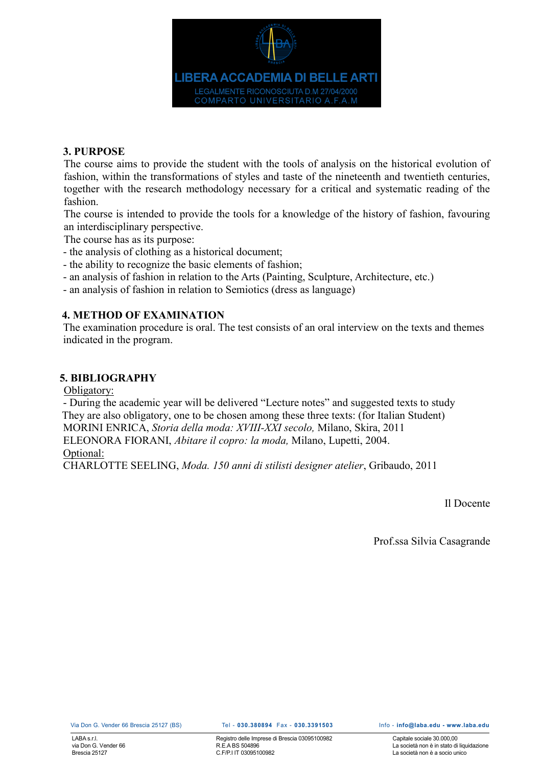## 3. PURPOSE

The course aims to provide the student with the tools of analysis on the historical evolution of fashion, within the transformations of styles and taste of the nineteenth and twentieth centuries, together with the research methodology necessary for a critical and systematic reading of the fashion.

The course is intended to provide the tools for a knowledge of the history of fashion, favouring an interdisciplinary perspective.

The course has as its purpose:

- the analysis of clothing as a historical document;
- the ability to recognize the basic elements of fashion;
- an analysis of fashion in relation to the Arts (Painting, Sculpture, Architecture, etc.)
- an analysis of fashion in relation to Semiotics (dress as language)

## 4. METHOD OF EXAMINATION

The examination procedure is oral. The test consists of an oral interview on the texts and themes indicated in the program.

## 5. BIBLIOGRAPHY

Obligatory:

- During the academic year will be delivered "Lecture notes" and suggested texts to study

They are also obligatory, one to be chosen among these three texts: (for Italian Student)

MORINI ENRICA, *Storia della moda: XVIII-XXI secolo,* Milano, Skira, 2011

ELEONORA FIORANI, *Abitare il copro: la moda,* Milano, Lupetti, 2004.

Optional:

CHARLOTTE SEELING, *Moda. 150 anni di stilisti designer atelier*, Gribaudo, 2011

Il Docente

Prof.ssa Silvia Casagrande